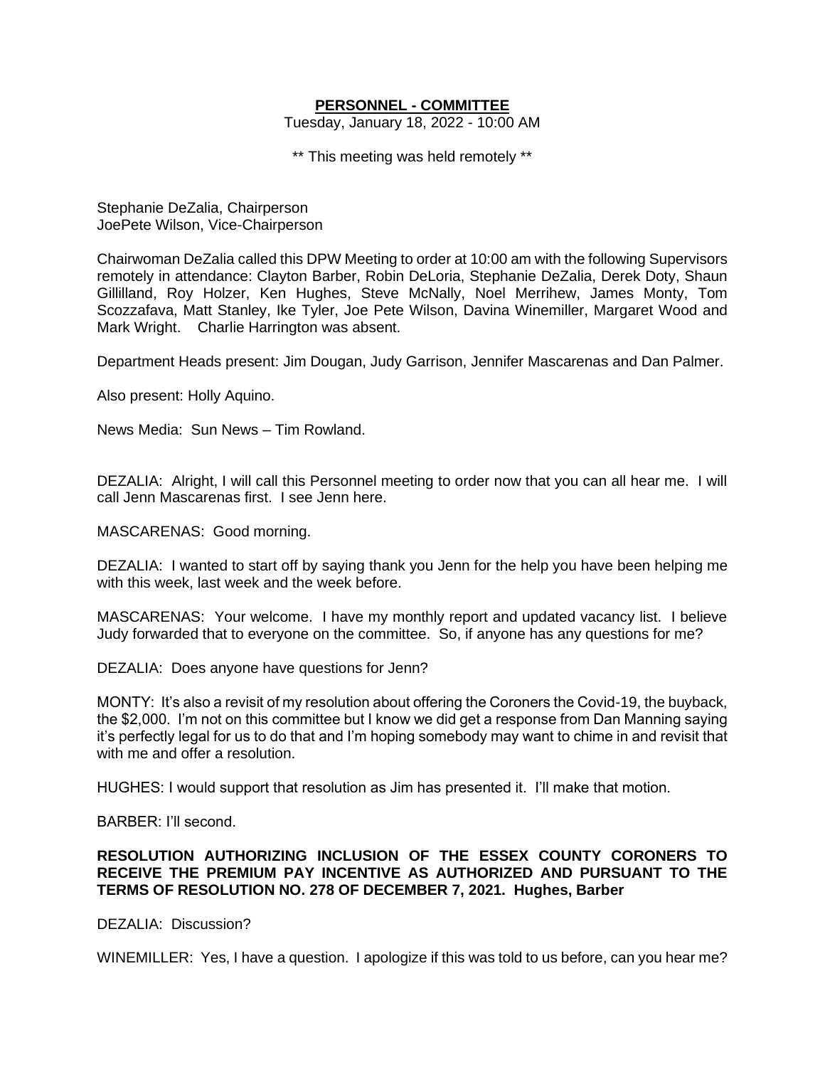**PERSONNEL - COMMITTEE**

Tuesday, January 18, 2022 - 10:00 AM

** This meeting was held remotely **

Stephanie DeZalia, Chairperson
JoePete Wilson, Vice-Chairperson

Chairwoman DeZalia called this DPW Meeting to order at 10:00 am with the following Supervisors remotely in attendance: Clayton Barber, Robin DeLoria, Stephanie DeZalia, Derek Doty, Shaun Gillilland, Roy Holzer, Ken Hughes, Steve McNally, Noel Merrihew, James Monty, Tom Scozzafava, Matt Stanley, Ike Tyler, Joe Pete Wilson, Davina Winemiller, Margaret Wood and Mark Wright. Charlie Harrington was absent.

Department Heads present: Jim Dougan, Judy Garrison, Jennifer Mascarenas and Dan Palmer.

Also present: Holly Aquino.

News Media: Sun News – Tim Rowland.

DEZALIA: Alright, I will call this Personnel meeting to order now that you can all hear me. I will call Jenn Mascarenas first. I see Jenn here.

MASCARENAS: Good morning.

DEZALIA: I wanted to start off by saying thank you Jenn for the help you have been helping me with this week, last week and the week before.

MASCARENAS: Your welcome. I have my monthly report and updated vacancy list. I believe Judy forwarded that to everyone on the committee. So, if anyone has any questions for me?

DEZALIA: Does anyone have questions for Jenn?

MONTY: It's also a revisit of my resolution about offering the Coroners the Covid-19, the buyback, the $2,000. I'm not on this committee but I know we did get a response from Dan Manning saying it's perfectly legal for us to do that and I'm hoping somebody may want to chime in and revisit that with me and offer a resolution.

HUGHES: I would support that resolution as Jim has presented it. I'll make that motion.

BARBER: I'll second.

**RESOLUTION AUTHORIZING INCLUSION OF THE ESSEX COUNTY CORONERS TO RECEIVE THE PREMIUM PAY INCENTIVE AS AUTHORIZED AND PURSUANT TO THE TERMS OF RESOLUTION NO. 278 OF DECEMBER 7, 2021. Hughes, Barber**

DEZALIA: Discussion?

WINEMILLER: Yes, I have a question. I apologize if this was told to us before, can you hear me?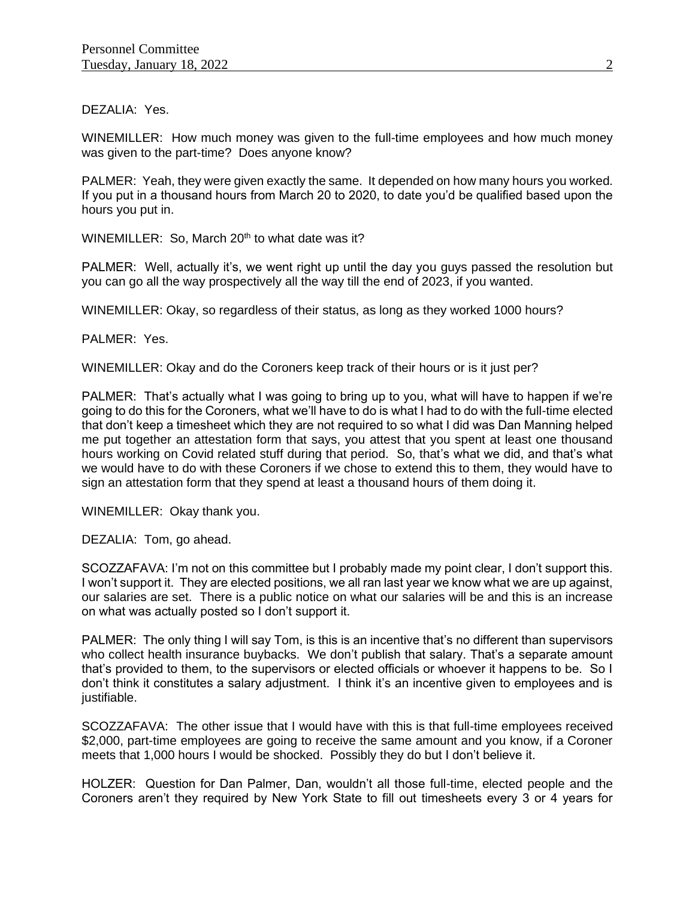DEZALIA: Yes.

WINEMILLER: How much money was given to the full-time employees and how much money was given to the part-time? Does anyone know?

PALMER: Yeah, they were given exactly the same. It depended on how many hours you worked. If you put in a thousand hours from March 20 to 2020, to date you'd be qualified based upon the hours you put in.

WINEMILLER: So, March 20th to what date was it?

PALMER: Well, actually it's, we went right up until the day you guys passed the resolution but you can go all the way prospectively all the way till the end of 2023, if you wanted.

WINEMILLER: Okay, so regardless of their status, as long as they worked 1000 hours?

PALMER: Yes.

WINEMILLER: Okay and do the Coroners keep track of their hours or is it just per?

PALMER: That's actually what I was going to bring up to you, what will have to happen if we're going to do this for the Coroners, what we'll have to do is what I had to do with the full-time elected that don't keep a timesheet which they are not required to so what I did was Dan Manning helped me put together an attestation form that says, you attest that you spent at least one thousand hours working on Covid related stuff during that period. So, that's what we did, and that's what we would have to do with these Coroners if we chose to extend this to them, they would have to sign an attestation form that they spend at least a thousand hours of them doing it.

WINEMILLER: Okay thank you.

DEZALIA: Tom, go ahead.

SCOZZAFAVA: I'm not on this committee but I probably made my point clear, I don't support this. I won't support it. They are elected positions, we all ran last year we know what we are up against, our salaries are set. There is a public notice on what our salaries will be and this is an increase on what was actually posted so I don't support it.

PALMER: The only thing I will say Tom, is this is an incentive that's no different than supervisors who collect health insurance buybacks. We don't publish that salary. That's a separate amount that's provided to them, to the supervisors or elected officials or whoever it happens to be. So I don't think it constitutes a salary adjustment. I think it's an incentive given to employees and is justifiable.

SCOZZAFAVA: The other issue that I would have with this is that full-time employees received $2,000, part-time employees are going to receive the same amount and you know, if a Coroner meets that 1,000 hours I would be shocked. Possibly they do but I don't believe it.

HOLZER: Question for Dan Palmer, Dan, wouldn't all those full-time, elected people and the Coroners aren't they required by New York State to fill out timesheets every 3 or 4 years for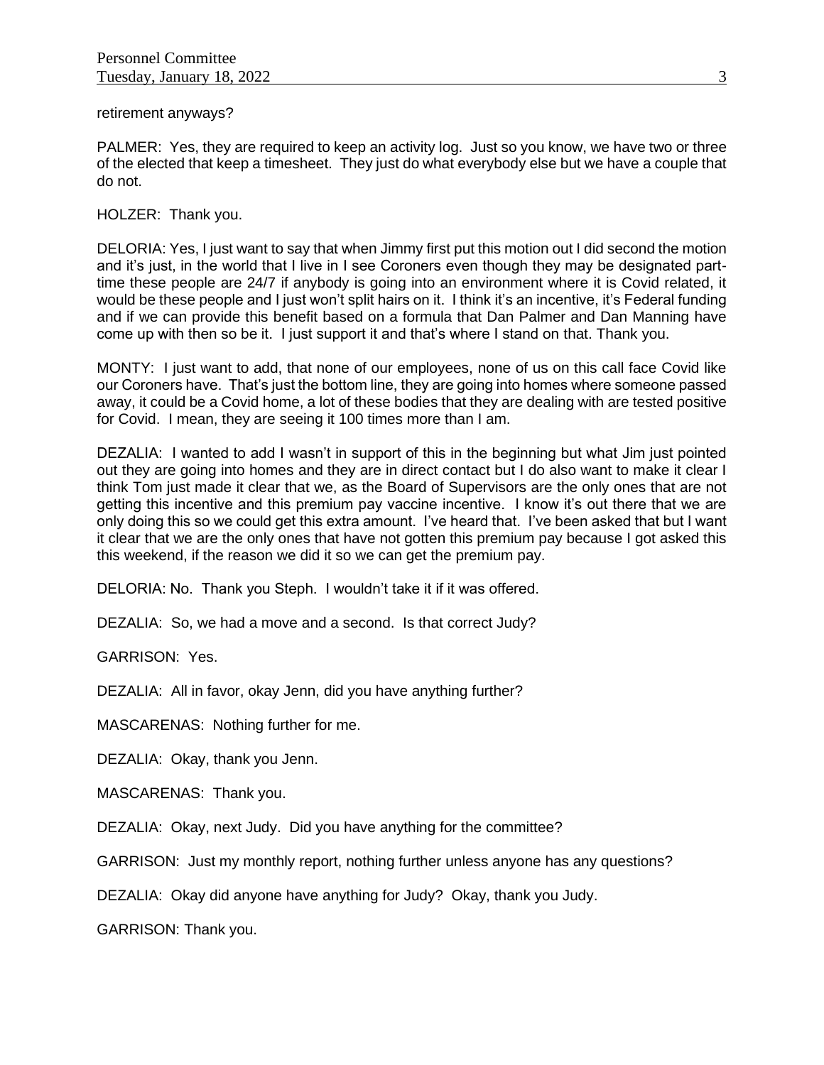retirement anyways?

PALMER: Yes, they are required to keep an activity log. Just so you know, we have two or three of the elected that keep a timesheet. They just do what everybody else but we have a couple that do not.

HOLZER: Thank you.

DELORIA: Yes, I just want to say that when Jimmy first put this motion out I did second the motion and it's just, in the world that I live in I see Coroners even though they may be designated part-time these people are 24/7 if anybody is going into an environment where it is Covid related, it would be these people and I just won't split hairs on it. I think it's an incentive, it's Federal funding and if we can provide this benefit based on a formula that Dan Palmer and Dan Manning have come up with then so be it. I just support it and that's where I stand on that. Thank you.

MONTY: I just want to add, that none of our employees, none of us on this call face Covid like our Coroners have. That's just the bottom line, they are going into homes where someone passed away, it could be a Covid home, a lot of these bodies that they are dealing with are tested positive for Covid. I mean, they are seeing it 100 times more than I am.

DEZALIA: I wanted to add I wasn't in support of this in the beginning but what Jim just pointed out they are going into homes and they are in direct contact but I do also want to make it clear I think Tom just made it clear that we, as the Board of Supervisors are the only ones that are not getting this incentive and this premium pay vaccine incentive. I know it's out there that we are only doing this so we could get this extra amount. I've heard that. I've been asked that but I want it clear that we are the only ones that have not gotten this premium pay because I got asked this this weekend, if the reason we did it so we can get the premium pay.

DELORIA: No. Thank you Steph. I wouldn't take it if it was offered.

DEZALIA: So, we had a move and a second. Is that correct Judy?

GARRISON: Yes.

DEZALIA: All in favor, okay Jenn, did you have anything further?

MASCARENAS: Nothing further for me.

DEZALIA: Okay, thank you Jenn.

MASCARENAS: Thank you.

DEZALIA: Okay, next Judy. Did you have anything for the committee?

GARRISON: Just my monthly report, nothing further unless anyone has any questions?

DEZALIA: Okay did anyone have anything for Judy? Okay, thank you Judy.

GARRISON: Thank you.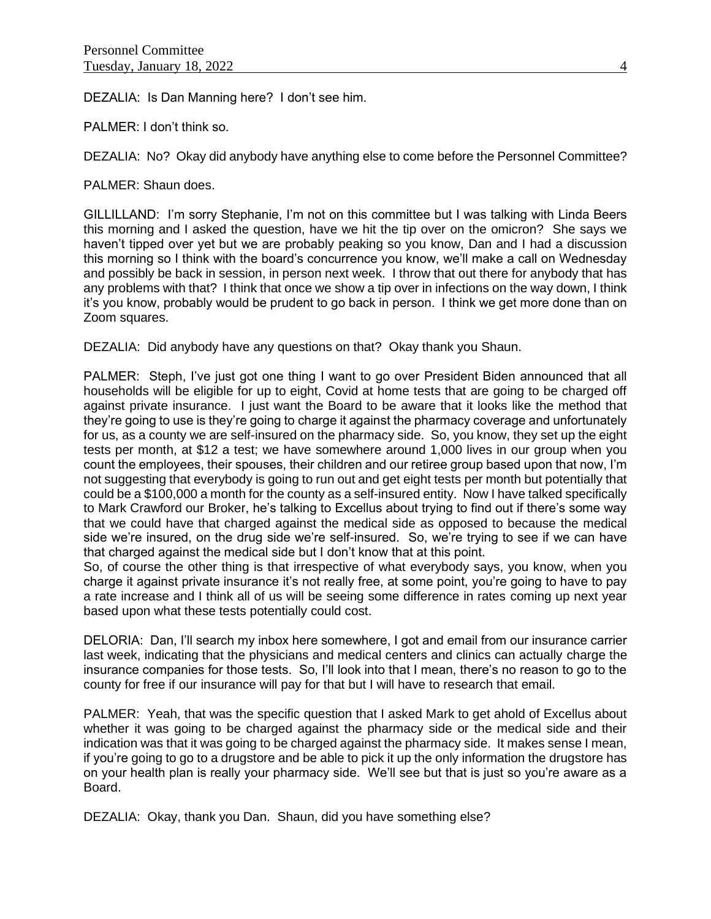DEZALIA: Is Dan Manning here? I don't see him.

PALMER: I don't think so.

DEZALIA: No? Okay did anybody have anything else to come before the Personnel Committee?

PALMER: Shaun does.

GILLILLAND: I'm sorry Stephanie, I'm not on this committee but I was talking with Linda Beers this morning and I asked the question, have we hit the tip over on the omicron? She says we haven't tipped over yet but we are probably peaking so you know, Dan and I had a discussion this morning so I think with the board's concurrence you know, we'll make a call on Wednesday and possibly be back in session, in person next week. I throw that out there for anybody that has any problems with that? I think that once we show a tip over in infections on the way down, I think it's you know, probably would be prudent to go back in person. I think we get more done than on Zoom squares.

DEZALIA: Did anybody have any questions on that? Okay thank you Shaun.

PALMER: Steph, I've just got one thing I want to go over President Biden announced that all households will be eligible for up to eight, Covid at home tests that are going to be charged off against private insurance. I just want the Board to be aware that it looks like the method that they're going to use is they're going to charge it against the pharmacy coverage and unfortunately for us, as a county we are self-insured on the pharmacy side. So, you know, they set up the eight tests per month, at $12 a test; we have somewhere around 1,000 lives in our group when you count the employees, their spouses, their children and our retiree group based upon that now, I'm not suggesting that everybody is going to run out and get eight tests per month but potentially that could be a $100,000 a month for the county as a self-insured entity. Now I have talked specifically to Mark Crawford our Broker, he's talking to Excellus about trying to find out if there's some way that we could have that charged against the medical side as opposed to because the medical side we're insured, on the drug side we're self-insured. So, we're trying to see if we can have that charged against the medical side but I don't know that at this point.
So, of course the other thing is that irrespective of what everybody says, you know, when you charge it against private insurance it's not really free, at some point, you're going to have to pay a rate increase and I think all of us will be seeing some difference in rates coming up next year based upon what these tests potentially could cost.

DELORIA: Dan, I'll search my inbox here somewhere, I got and email from our insurance carrier last week, indicating that the physicians and medical centers and clinics can actually charge the insurance companies for those tests. So, I'll look into that I mean, there's no reason to go to the county for free if our insurance will pay for that but I will have to research that email.

PALMER: Yeah, that was the specific question that I asked Mark to get ahold of Excellus about whether it was going to be charged against the pharmacy side or the medical side and their indication was that it was going to be charged against the pharmacy side. It makes sense I mean, if you're going to go to a drugstore and be able to pick it up the only information the drugstore has on your health plan is really your pharmacy side. We'll see but that is just so you're aware as a Board.

DEZALIA: Okay, thank you Dan. Shaun, did you have something else?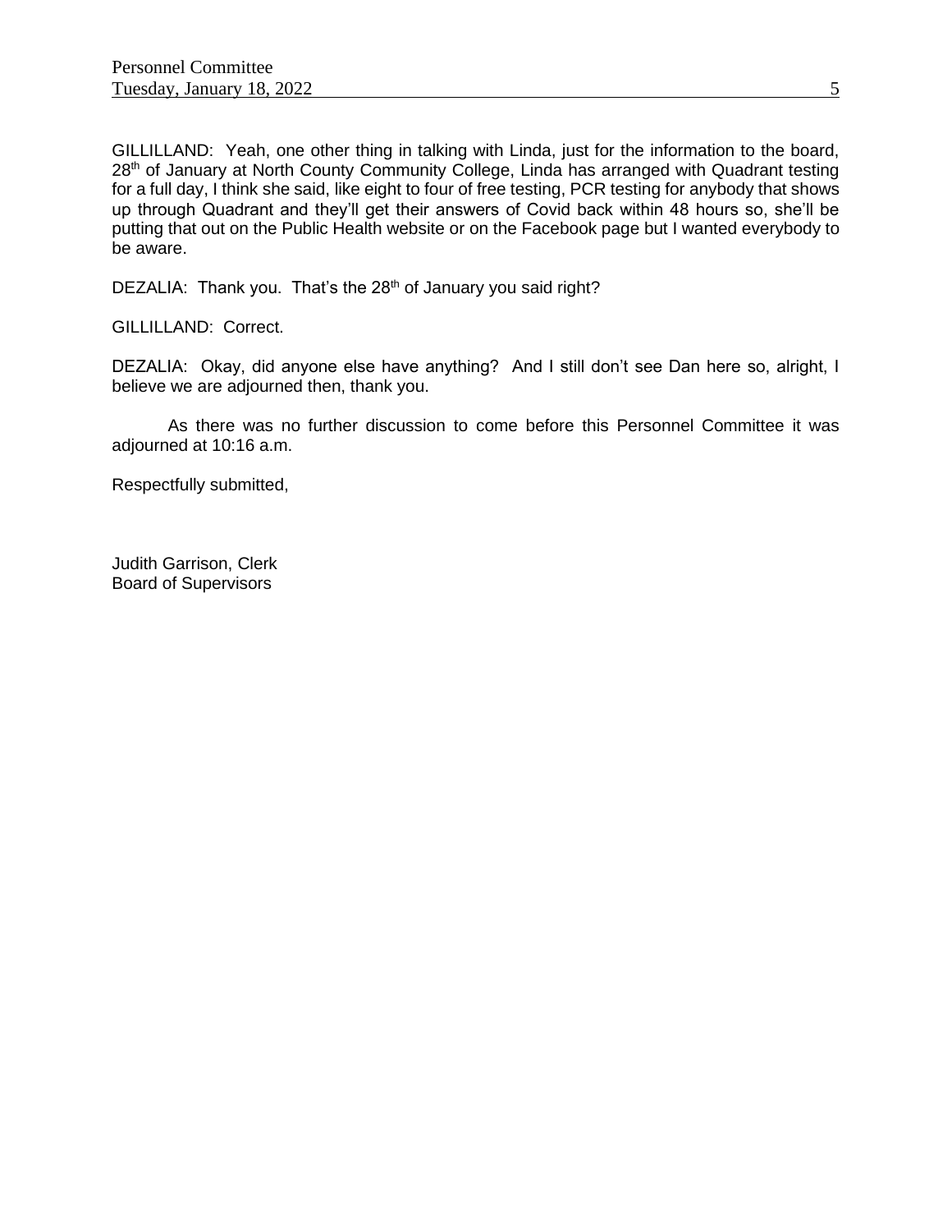GILLILLAND: Yeah, one other thing in talking with Linda, just for the information to the board, 28th of January at North County Community College, Linda has arranged with Quadrant testing for a full day, I think she said, like eight to four of free testing, PCR testing for anybody that shows up through Quadrant and they'll get their answers of Covid back within 48 hours so, she'll be putting that out on the Public Health website or on the Facebook page but I wanted everybody to be aware.

DEZALIA: Thank you. That's the 28th of January you said right?

GILLILLAND: Correct.

DEZALIA: Okay, did anyone else have anything? And I still don't see Dan here so, alright, I believe we are adjourned then, thank you.

As there was no further discussion to come before this Personnel Committee it was adjourned at 10:16 a.m.

Respectfully submitted,

Judith Garrison, Clerk
Board of Supervisors